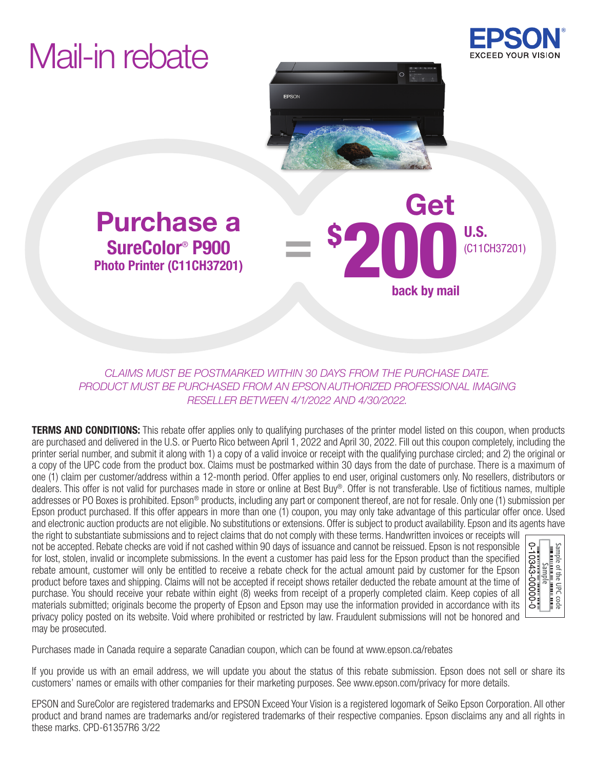# Mail-in rebate

EPSON
EXCEED YOUR VISION

## Purchase a SureColor® P900 Photo Printer (C11CH37201)

=

## Get $200 U.S. (C11CH37201) back by mail

*CLAIMS MUST BE POSTMARKED WITHIN 30 DAYS FROM THE PURCHASE DATE. PRODUCT MUST BE PURCHASED FROM AN EPSON AUTHORIZED PROFESSIONAL IMAGING RESELLER BETWEEN 4/1/2022 AND 4/30/2022.*

**TERMS AND CONDITIONS:** This rebate offer applies only to qualifying purchases of the printer model listed on this coupon, when products are purchased and delivered in the U.S. or Puerto Rico between April 1, 2022 and April 30, 2022. Fill out this coupon completely, including the printer serial number, and submit it along with 1) a copy of a valid invoice or receipt with the qualifying purchase circled; and 2) the original or a copy of the UPC code from the product box. Claims must be postmarked within 30 days from the date of purchase. There is a maximum of one (1) claim per customer/address within a 12-month period. Offer applies to end user, original customers only. No resellers, distributors or dealers. This offer is not valid for purchases made in store or online at Best Buy®. Offer is not transferable. Use of fictitious names, multiple addresses or PO Boxes is prohibited. Epson® products, including any part or component thereof, are not for resale. Only one (1) submission per Epson product purchased. If this offer appears in more than one (1) coupon, you may only take advantage of this particular offer once. Used and electronic auction products are not eligible. No substitutions or extensions. Offer is subject to product availability. Epson and its agents have the right to substantiate submissions and to reject claims that do not comply with these terms. Handwritten invoices or receipts will not be accepted. Rebate checks are void if not cashed within 90 days of issuance and cannot be reissued. Epson is not responsible for lost, stolen, invalid or incomplete submissions. In the event a customer has paid less for the Epson product than the specified rebate amount, customer will only be entitled to receive a rebate check for the actual amount paid by customer for the Epson product before taxes and shipping. Claims will not be accepted if receipt shows retailer deducted the rebate amount at the time of purchase. You should receive your rebate within eight (8) weeks from receipt of a properly completed claim. Keep copies of all materials submitted; originals become the property of Epson and Epson may use the information provided in accordance with its privacy policy posted on its website. Void where prohibited or restricted by law. Fraudulent submissions will not be honored and may be prosecuted.

Sample of the UPC code
Sample
0-10343-00000-0

Purchases made in Canada require a separate Canadian coupon, which can be found at www.epson.ca/rebates

If you provide us with an email address, we will update you about the status of this rebate submission. Epson does not sell or share its customers' names or emails with other companies for their marketing purposes. See www.epson.com/privacy for more details.

EPSON and SureColor are registered trademarks and EPSON Exceed Your Vision is a registered logomark of Seiko Epson Corporation. All other product and brand names are trademarks and/or registered trademarks of their respective companies. Epson disclaims any and all rights in these marks. CPD-61357R6 3/22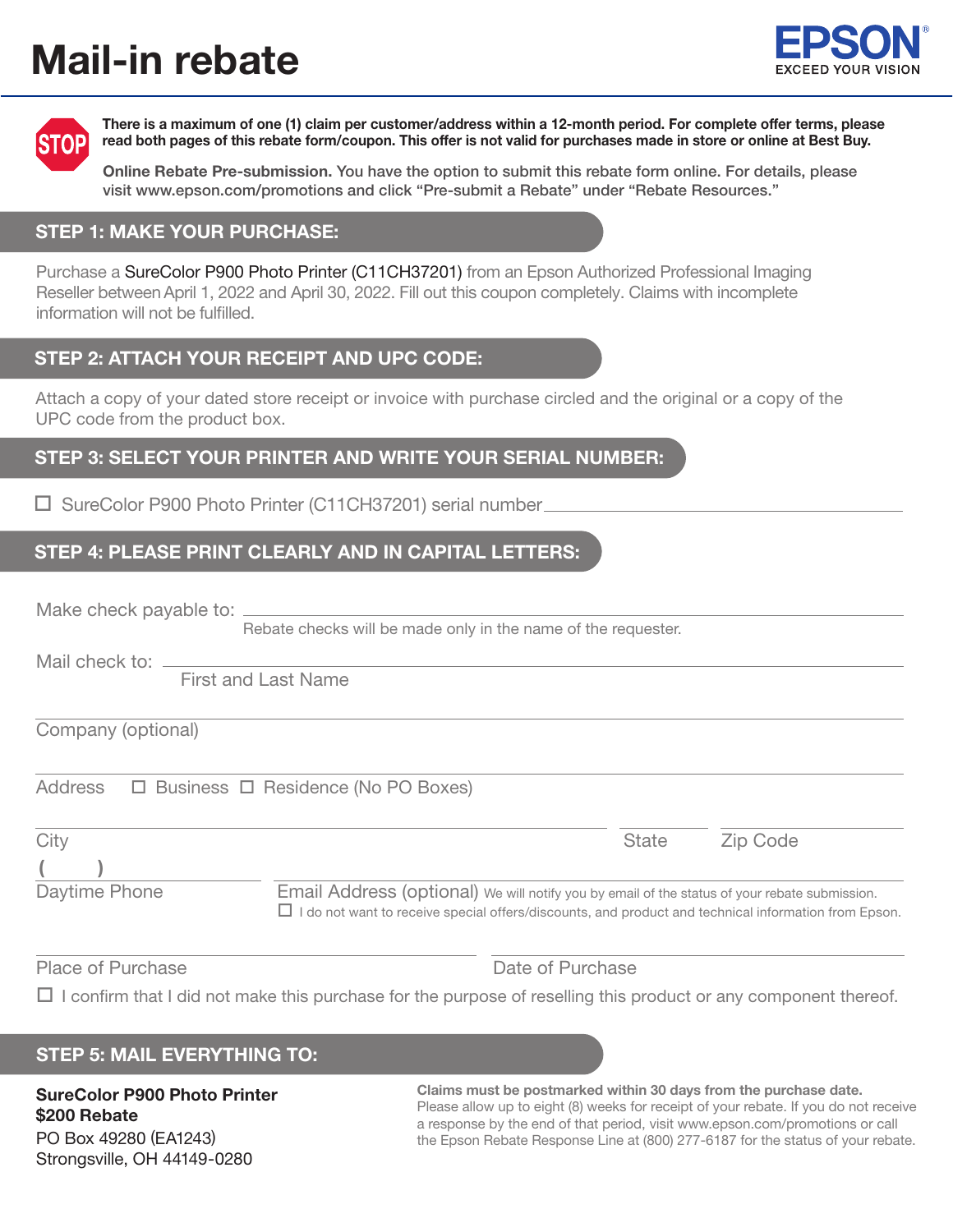# Mail-in rebate

EPSON
EXCEED YOUR VISION

**There is a maximum of one (1) claim per customer/address within a 12-month period. For complete offer terms, please read both pages of this rebate form/coupon. This offer is not valid for purchases made in store or online at Best Buy.**

**Online Rebate Pre-submission.** You have the option to submit this rebate form online. For details, please visit www.epson.com/promotions and click "Pre-submit a Rebate" under "Rebate Resources."

## STEP 1: MAKE YOUR PURCHASE:

Purchase a SureColor P900 Photo Printer (C11CH37201) from an Epson Authorized Professional Imaging Reseller between April 1, 2022 and April 30, 2022. Fill out this coupon completely. Claims with incomplete information will not be fulfilled.

## STEP 2: ATTACH YOUR RECEIPT AND UPC CODE:

Attach a copy of your dated store receipt or invoice with purchase circled and the original or a copy of the UPC code from the product box.

## STEP 3: SELECT YOUR PRINTER AND WRITE YOUR SERIAL NUMBER:

☐ SureColor P900 Photo Printer (C11CH37201) serial number \_\_\_\_\_\_\_\_\_\_\_\_\_\_\_\_\_\_\_\_

## STEP 4: PLEASE PRINT CLEARLY AND IN CAPITAL LETTERS:

Make check payable to: \_\_\_\_\_\_\_\_\_\_\_\_\_\_\_\_\_\_\_\_

Rebate checks will be made only in the name of the requester.

Mail check to: \_\_\_\_\_\_\_\_\_\_\_\_\_\_\_\_\_\_\_\_

First and Last Name

Company (optional)

Address ☐ Business ☐ Residence (No PO Boxes)

City State Zip Code

( )

Daytime Phone

Email Address (optional) We will notify you by email of the status of your rebate submission.

☐ I do not want to receive special offers/discounts, and product and technical information from Epson.

Place of Purchase Date of Purchase

☐ I confirm that I did not make this purchase for the purpose of reselling this product or any component thereof.

## STEP 5: MAIL EVERYTHING TO:

**SureColor P900 Photo Printer**
**$200 Rebate**
PO Box 49280 (EA1243)
Strongsville, OH 44149-0280

**Claims must be postmarked within 30 days from the purchase date.** Please allow up to eight (8) weeks for receipt of your rebate. If you do not receive a response by the end of that period, visit www.epson.com/promotions or call the Epson Rebate Response Line at (800) 277-6187 for the status of your rebate.